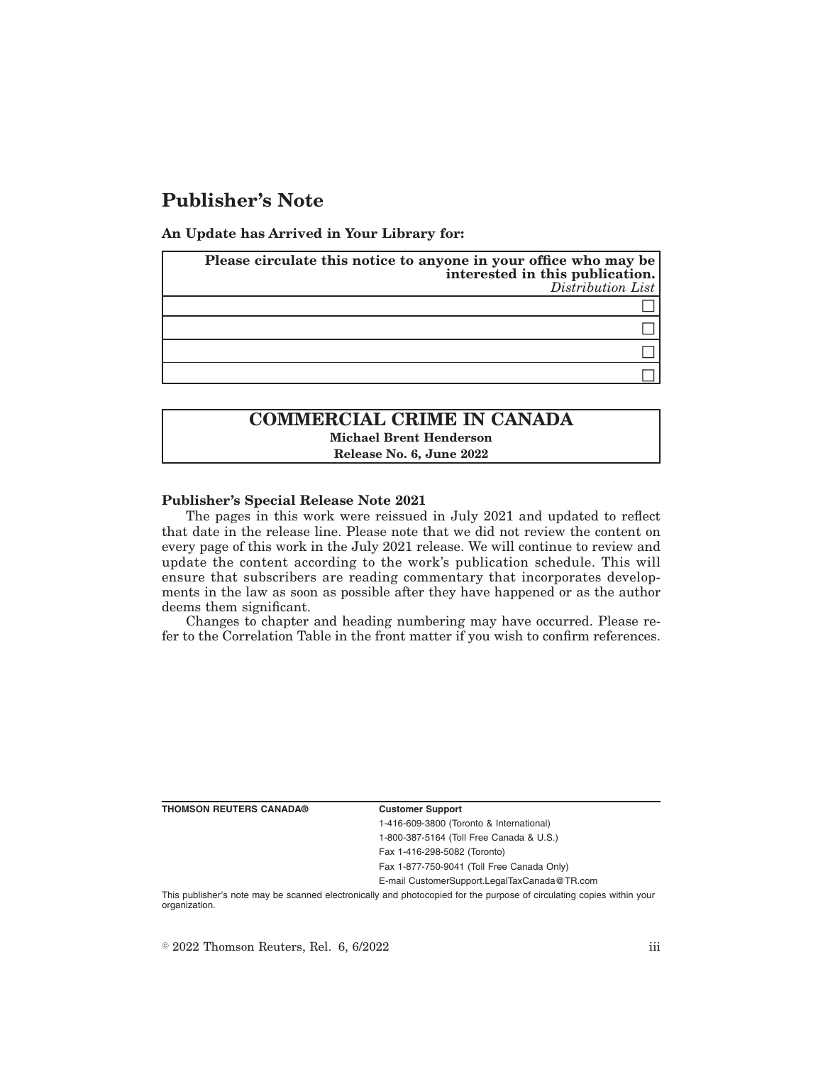# Publisher's Note

**An Update has Arrived in Your Library for:**

| **Please circulate this notice to anyone in your office who may be interested in this publication.** *Distribution List* |
|---|
| ☐ |
| ☐ |
| ☐ |
| ☐ |

## COMMERCIAL CRIME IN CANADA

**Michael Brent Henderson**

**Release No. 6, June 2022**

**Publisher's Special Release Note 2021**

The pages in this work were reissued in July 2021 and updated to reflect that date in the release line. Please note that we did not review the content on every page of this work in the July 2021 release. We will continue to review and update the content according to the work's publication schedule. This will ensure that subscribers are reading commentary that incorporates developments in the law as soon as possible after they have happened or as the author deems them significant.

Changes to chapter and heading numbering may have occurred. Please refer to the Correlation Table in the front matter if you wish to confirm references.

**THOMSON REUTERS CANADA®**

**Customer Support**

1-416-609-3800 (Toronto & International)
1-800-387-5164 (Toll Free Canada & U.S.)
Fax 1-416-298-5082 (Toronto)
Fax 1-877-750-9041 (Toll Free Canada Only)
E-mail CustomerSupport.LegalTaxCanada@TR.com

This publisher's note may be scanned electronically and photocopied for the purpose of circulating copies within your organization.

© 2022 Thomson Reuters, Rel. 6, 6/2022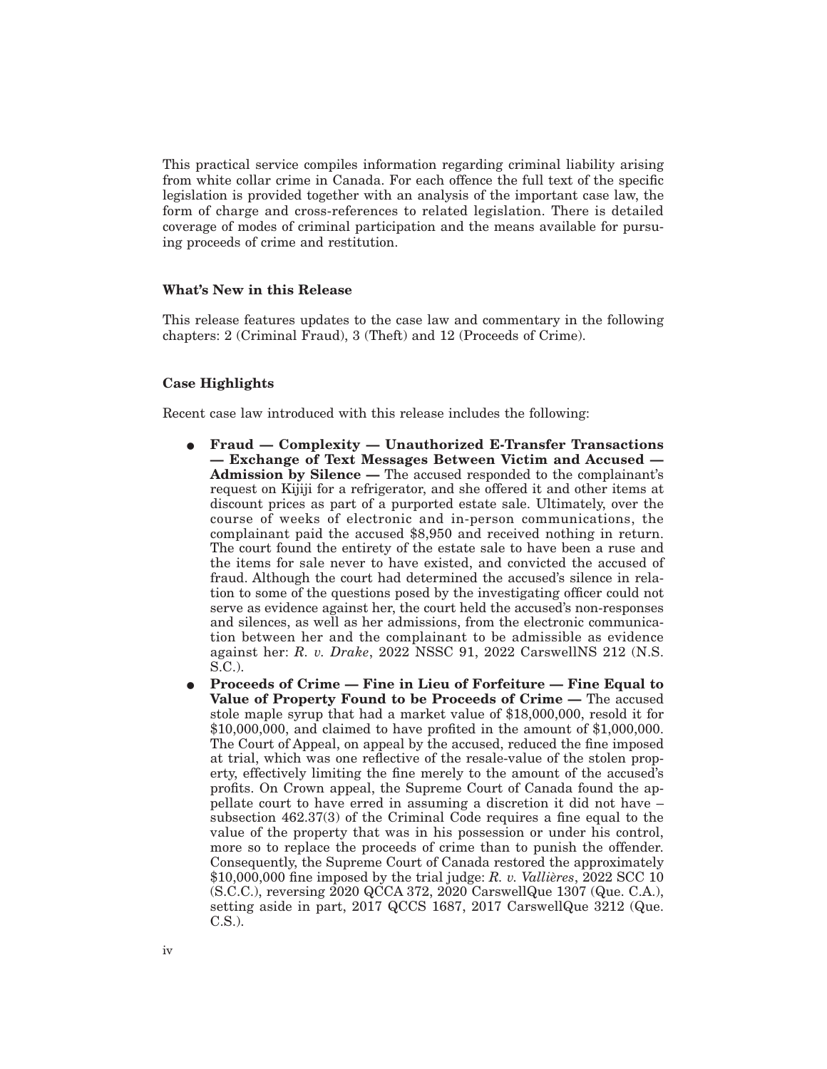This practical service compiles information regarding criminal liability arising from white collar crime in Canada. For each offence the full text of the specific legislation is provided together with an analysis of the important case law, the form of charge and cross-references to related legislation. There is detailed coverage of modes of criminal participation and the means available for pursuing proceeds of crime and restitution.

### What's New in this Release

This release features updates to the case law and commentary in the following chapters: 2 (Criminal Fraud), 3 (Theft) and 12 (Proceeds of Crime).

### Case Highlights

Recent case law introduced with this release includes the following:

- **Fraud — Complexity — Unauthorized E-Transfer Transactions — Exchange of Text Messages Between Victim and Accused — Admission by Silence —** The accused responded to the complainant's request on Kijiji for a refrigerator, and she offered it and other items at discount prices as part of a purported estate sale. Ultimately, over the course of weeks of electronic and in-person communications, the complainant paid the accused $8,950 and received nothing in return. The court found the entirety of the estate sale to have been a ruse and the items for sale never to have existed, and convicted the accused of fraud. Although the court had determined the accused's silence in relation to some of the questions posed by the investigating officer could not serve as evidence against her, the court held the accused's non-responses and silences, as well as her admissions, from the electronic communication between her and the complainant to be admissible as evidence against her: *R. v. Drake*, 2022 NSSC 91, 2022 CarswellNS 212 (N.S. S.C.).
- **Proceeds of Crime — Fine in Lieu of Forfeiture — Fine Equal to Value of Property Found to be Proceeds of Crime —** The accused stole maple syrup that had a market value of $18,000,000, resold it for $10,000,000, and claimed to have profited in the amount of $1,000,000. The Court of Appeal, on appeal by the accused, reduced the fine imposed at trial, which was one reflective of the resale-value of the stolen property, effectively limiting the fine merely to the amount of the accused's profits. On Crown appeal, the Supreme Court of Canada found the appellate court to have erred in assuming a discretion it did not have – subsection 462.37(3) of the Criminal Code requires a fine equal to the value of the property that was in his possession or under his control, more so to replace the proceeds of crime than to punish the offender. Consequently, the Supreme Court of Canada restored the approximately $10,000,000 fine imposed by the trial judge: *R. v. Vallières*, 2022 SCC 10 (S.C.C.), reversing 2020 QCCA 372, 2020 CarswellQue 1307 (Que. C.A.), setting aside in part, 2017 QCCS 1687, 2017 CarswellQue 3212 (Que. C.S.).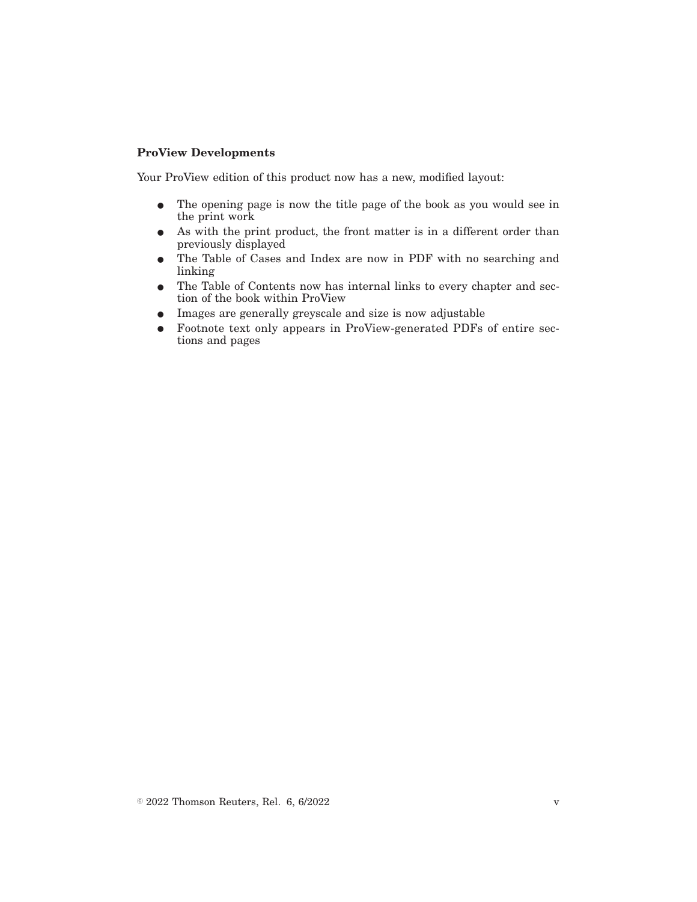**ProView Developments**

Your ProView edition of this product now has a new, modified layout:

- The opening page is now the title page of the book as you would see in the print work
- As with the print product, the front matter is in a different order than previously displayed
- The Table of Cases and Index are now in PDF with no searching and linking
- The Table of Contents now has internal links to every chapter and section of the book within ProView
- Images are generally greyscale and size is now adjustable
- Footnote text only appears in ProView-generated PDFs of entire sections and pages